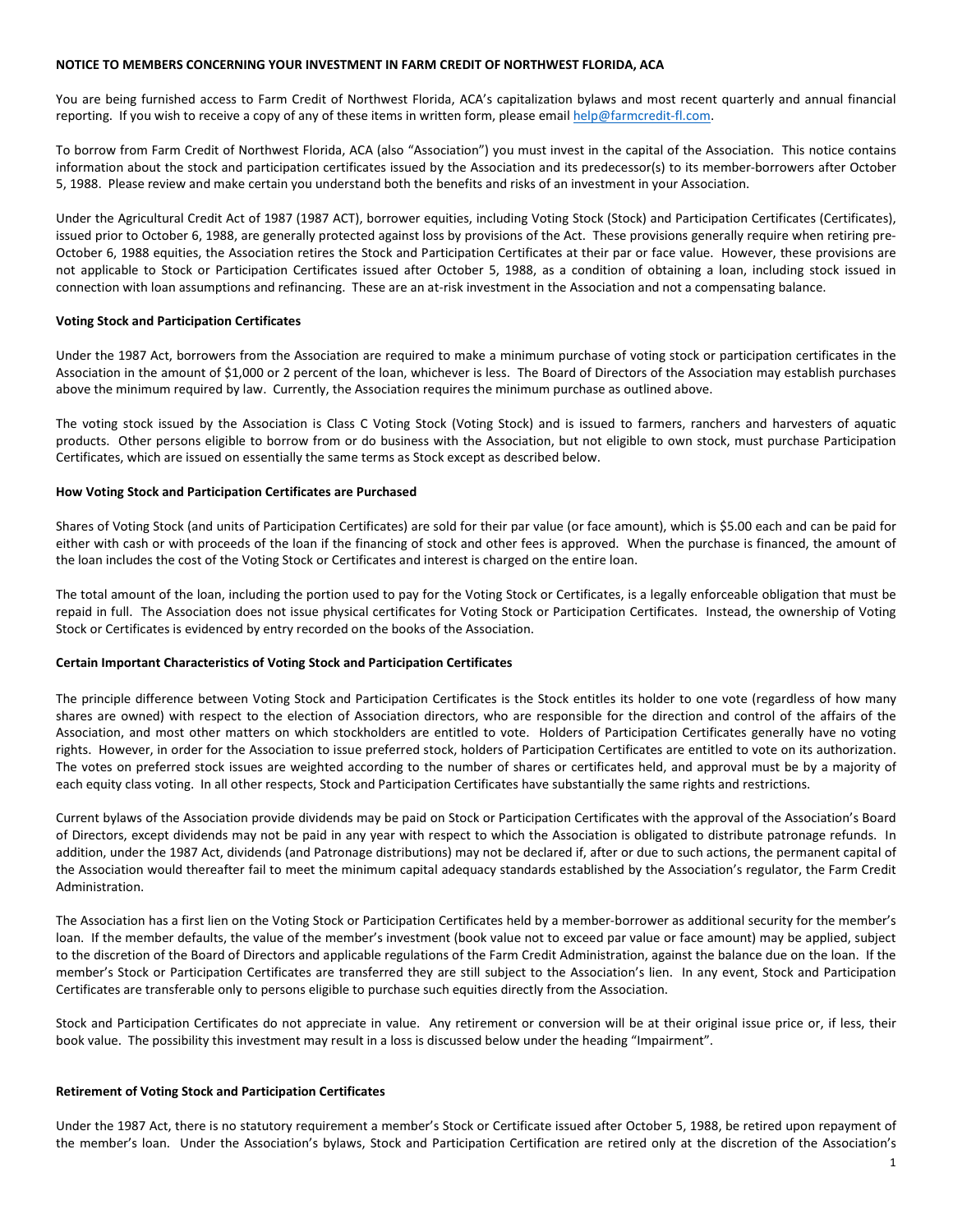**NOTICE TO MEMBERS CONCERNING YOUR INVESTMENT IN FARM CREDIT OF NORTHWEST FLORIDA, ACA**

You are being furnished access to Farm Credit of Northwest Florida, ACA's capitalization bylaws and most recent quarterly and annual financial reporting. If you wish to receive a copy of any of these items in written form, please email help@farmcredit-fl.com.

To borrow from Farm Credit of Northwest Florida, ACA (also "Association") you must invest in the capital of the Association. This notice contains information about the stock and participation certificates issued by the Association and its predecessor(s) to its member-borrowers after October 5, 1988. Please review and make certain you understand both the benefits and risks of an investment in your Association.

Under the Agricultural Credit Act of 1987 (1987 ACT), borrower equities, including Voting Stock (Stock) and Participation Certificates (Certificates), issued prior to October 6, 1988, are generally protected against loss by provisions of the Act. These provisions generally require when retiring pre-October 6, 1988 equities, the Association retires the Stock and Participation Certificates at their par or face value. However, these provisions are not applicable to Stock or Participation Certificates issued after October 5, 1988, as a condition of obtaining a loan, including stock issued in connection with loan assumptions and refinancing. These are an at-risk investment in the Association and not a compensating balance.

**Voting Stock and Participation Certificates**

Under the 1987 Act, borrowers from the Association are required to make a minimum purchase of voting stock or participation certificates in the Association in the amount of $1,000 or 2 percent of the loan, whichever is less. The Board of Directors of the Association may establish purchases above the minimum required by law. Currently, the Association requires the minimum purchase as outlined above.

The voting stock issued by the Association is Class C Voting Stock (Voting Stock) and is issued to farmers, ranchers and harvesters of aquatic products. Other persons eligible to borrow from or do business with the Association, but not eligible to own stock, must purchase Participation Certificates, which are issued on essentially the same terms as Stock except as described below.

**How Voting Stock and Participation Certificates are Purchased**

Shares of Voting Stock (and units of Participation Certificates) are sold for their par value (or face amount), which is $5.00 each and can be paid for either with cash or with proceeds of the loan if the financing of stock and other fees is approved. When the purchase is financed, the amount of the loan includes the cost of the Voting Stock or Certificates and interest is charged on the entire loan.

The total amount of the loan, including the portion used to pay for the Voting Stock or Certificates, is a legally enforceable obligation that must be repaid in full. The Association does not issue physical certificates for Voting Stock or Participation Certificates. Instead, the ownership of Voting Stock or Certificates is evidenced by entry recorded on the books of the Association.

**Certain Important Characteristics of Voting Stock and Participation Certificates**

The principle difference between Voting Stock and Participation Certificates is the Stock entitles its holder to one vote (regardless of how many shares are owned) with respect to the election of Association directors, who are responsible for the direction and control of the affairs of the Association, and most other matters on which stockholders are entitled to vote. Holders of Participation Certificates generally have no voting rights. However, in order for the Association to issue preferred stock, holders of Participation Certificates are entitled to vote on its authorization. The votes on preferred stock issues are weighted according to the number of shares or certificates held, and approval must be by a majority of each equity class voting. In all other respects, Stock and Participation Certificates have substantially the same rights and restrictions.

Current bylaws of the Association provide dividends may be paid on Stock or Participation Certificates with the approval of the Association's Board of Directors, except dividends may not be paid in any year with respect to which the Association is obligated to distribute patronage refunds. In addition, under the 1987 Act, dividends (and Patronage distributions) may not be declared if, after or due to such actions, the permanent capital of the Association would thereafter fail to meet the minimum capital adequacy standards established by the Association's regulator, the Farm Credit Administration.

The Association has a first lien on the Voting Stock or Participation Certificates held by a member-borrower as additional security for the member's loan. If the member defaults, the value of the member's investment (book value not to exceed par value or face amount) may be applied, subject to the discretion of the Board of Directors and applicable regulations of the Farm Credit Administration, against the balance due on the loan. If the member's Stock or Participation Certificates are transferred they are still subject to the Association's lien. In any event, Stock and Participation Certificates are transferable only to persons eligible to purchase such equities directly from the Association.

Stock and Participation Certificates do not appreciate in value. Any retirement or conversion will be at their original issue price or, if less, their book value. The possibility this investment may result in a loss is discussed below under the heading "Impairment".

**Retirement of Voting Stock and Participation Certificates**

Under the 1987 Act, there is no statutory requirement a member's Stock or Certificate issued after October 5, 1988, be retired upon repayment of the member's loan. Under the Association's bylaws, Stock and Participation Certification are retired only at the discretion of the Association's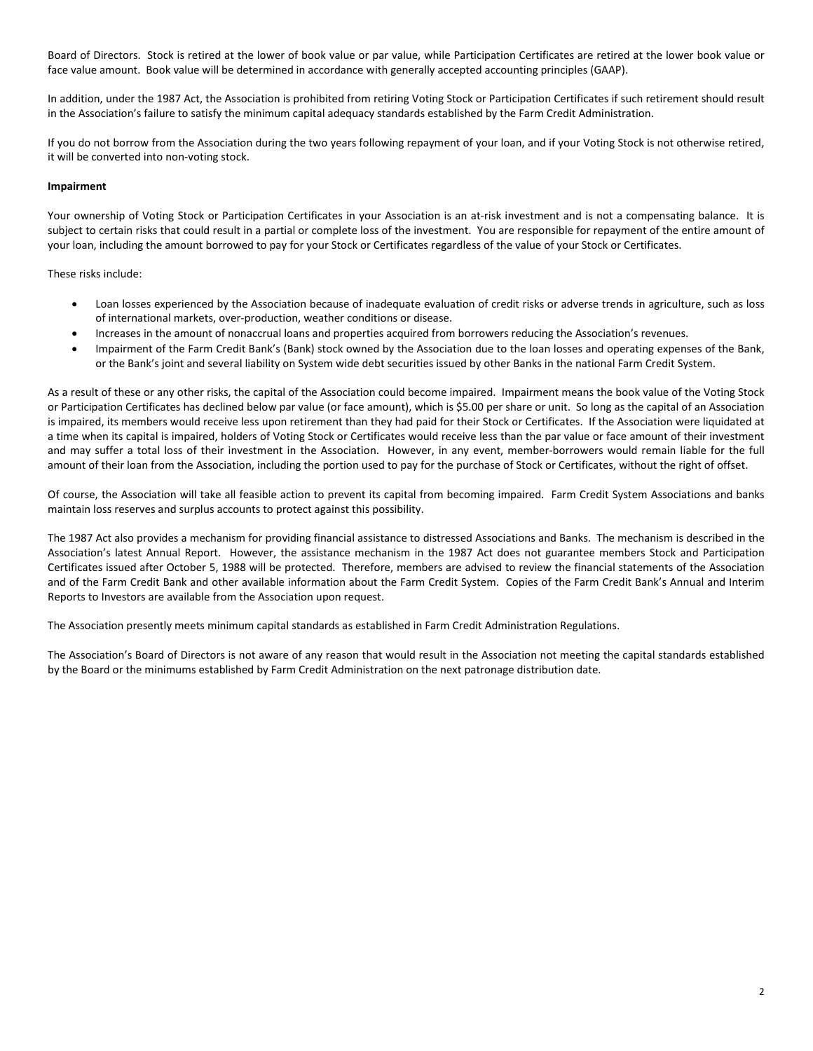Board of Directors. Stock is retired at the lower of book value or par value, while Participation Certificates are retired at the lower book value or face value amount. Book value will be determined in accordance with generally accepted accounting principles (GAAP).

In addition, under the 1987 Act, the Association is prohibited from retiring Voting Stock or Participation Certificates if such retirement should result in the Association's failure to satisfy the minimum capital adequacy standards established by the Farm Credit Administration.

If you do not borrow from the Association during the two years following repayment of your loan, and if your Voting Stock is not otherwise retired, it will be converted into non-voting stock.

**Impairment**

Your ownership of Voting Stock or Participation Certificates in your Association is an at-risk investment and is not a compensating balance. It is subject to certain risks that could result in a partial or complete loss of the investment. You are responsible for repayment of the entire amount of your loan, including the amount borrowed to pay for your Stock or Certificates regardless of the value of your Stock or Certificates.

These risks include:

- Loan losses experienced by the Association because of inadequate evaluation of credit risks or adverse trends in agriculture, such as loss of international markets, over-production, weather conditions or disease.
- Increases in the amount of nonaccrual loans and properties acquired from borrowers reducing the Association's revenues.
- Impairment of the Farm Credit Bank's (Bank) stock owned by the Association due to the loan losses and operating expenses of the Bank, or the Bank's joint and several liability on System wide debt securities issued by other Banks in the national Farm Credit System.

As a result of these or any other risks, the capital of the Association could become impaired. Impairment means the book value of the Voting Stock or Participation Certificates has declined below par value (or face amount), which is $5.00 per share or unit. So long as the capital of an Association is impaired, its members would receive less upon retirement than they had paid for their Stock or Certificates. If the Association were liquidated at a time when its capital is impaired, holders of Voting Stock or Certificates would receive less than the par value or face amount of their investment and may suffer a total loss of their investment in the Association. However, in any event, member-borrowers would remain liable for the full amount of their loan from the Association, including the portion used to pay for the purchase of Stock or Certificates, without the right of offset.

Of course, the Association will take all feasible action to prevent its capital from becoming impaired. Farm Credit System Associations and banks maintain loss reserves and surplus accounts to protect against this possibility.

The 1987 Act also provides a mechanism for providing financial assistance to distressed Associations and Banks. The mechanism is described in the Association's latest Annual Report. However, the assistance mechanism in the 1987 Act does not guarantee members Stock and Participation Certificates issued after October 5, 1988 will be protected. Therefore, members are advised to review the financial statements of the Association and of the Farm Credit Bank and other available information about the Farm Credit System. Copies of the Farm Credit Bank's Annual and Interim Reports to Investors are available from the Association upon request.

The Association presently meets minimum capital standards as established in Farm Credit Administration Regulations.

The Association's Board of Directors is not aware of any reason that would result in the Association not meeting the capital standards established by the Board or the minimums established by Farm Credit Administration on the next patronage distribution date.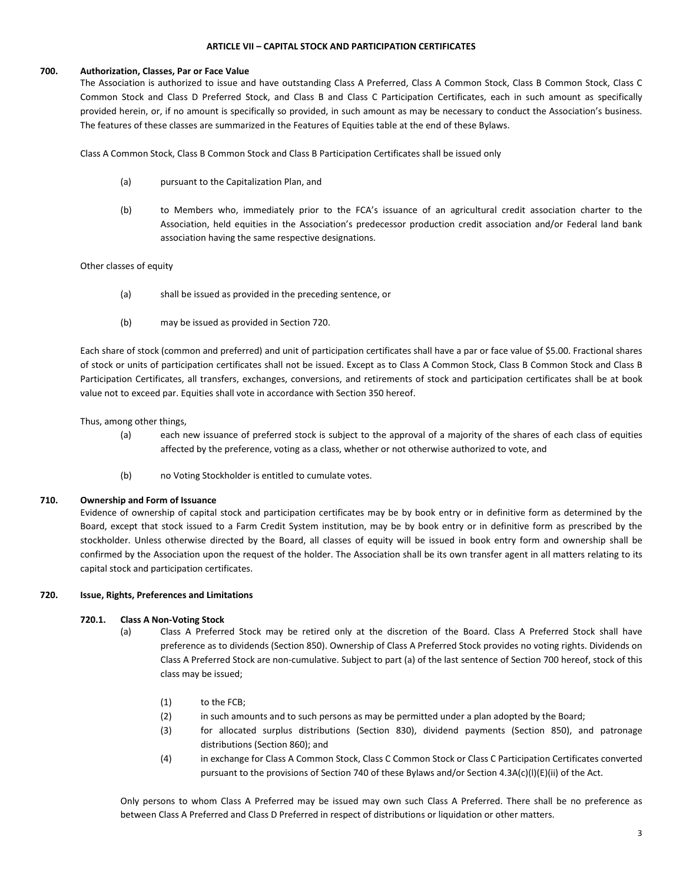## ARTICLE VII – CAPITAL STOCK AND PARTICIPATION CERTIFICATES

### 700. Authorization, Classes, Par or Face Value

The Association is authorized to issue and have outstanding Class A Preferred, Class A Common Stock, Class B Common Stock, Class C Common Stock and Class D Preferred Stock, and Class B and Class C Participation Certificates, each in such amount as specifically provided herein, or, if no amount is specifically so provided, in such amount as may be necessary to conduct the Association's business. The features of these classes are summarized in the Features of Equities table at the end of these Bylaws.

Class A Common Stock, Class B Common Stock and Class B Participation Certificates shall be issued only

(a) pursuant to the Capitalization Plan, and

(b) to Members who, immediately prior to the FCA's issuance of an agricultural credit association charter to the Association, held equities in the Association's predecessor production credit association and/or Federal land bank association having the same respective designations.

Other classes of equity

(a) shall be issued as provided in the preceding sentence, or

(b) may be issued as provided in Section 720.

Each share of stock (common and preferred) and unit of participation certificates shall have a par or face value of $5.00. Fractional shares of stock or units of participation certificates shall not be issued. Except as to Class A Common Stock, Class B Common Stock and Class B Participation Certificates, all transfers, exchanges, conversions, and retirements of stock and participation certificates shall be at book value not to exceed par. Equities shall vote in accordance with Section 350 hereof.

Thus, among other things,

(a) each new issuance of preferred stock is subject to the approval of a majority of the shares of each class of equities affected by the preference, voting as a class, whether or not otherwise authorized to vote, and

(b) no Voting Stockholder is entitled to cumulate votes.

### 710. Ownership and Form of Issuance

Evidence of ownership of capital stock and participation certificates may be by book entry or in definitive form as determined by the Board, except that stock issued to a Farm Credit System institution, may be by book entry or in definitive form as prescribed by the stockholder. Unless otherwise directed by the Board, all classes of equity will be issued in book entry form and ownership shall be confirmed by the Association upon the request of the holder. The Association shall be its own transfer agent in all matters relating to its capital stock and participation certificates.

### 720. Issue, Rights, Preferences and Limitations

#### 720.1. Class A Non-Voting Stock

(a) Class A Preferred Stock may be retired only at the discretion of the Board. Class A Preferred Stock shall have preference as to dividends (Section 850). Ownership of Class A Preferred Stock provides no voting rights. Dividends on Class A Preferred Stock are non-cumulative. Subject to part (a) of the last sentence of Section 700 hereof, stock of this class may be issued;

(1) to the FCB;

(2) in such amounts and to such persons as may be permitted under a plan adopted by the Board;

(3) for allocated surplus distributions (Section 830), dividend payments (Section 850), and patronage distributions (Section 860); and

(4) in exchange for Class A Common Stock, Class C Common Stock or Class C Participation Certificates converted pursuant to the provisions of Section 740 of these Bylaws and/or Section 4.3A(c)(l)(E)(ii) of the Act.

Only persons to whom Class A Preferred may be issued may own such Class A Preferred. There shall be no preference as between Class A Preferred and Class D Preferred in respect of distributions or liquidation or other matters.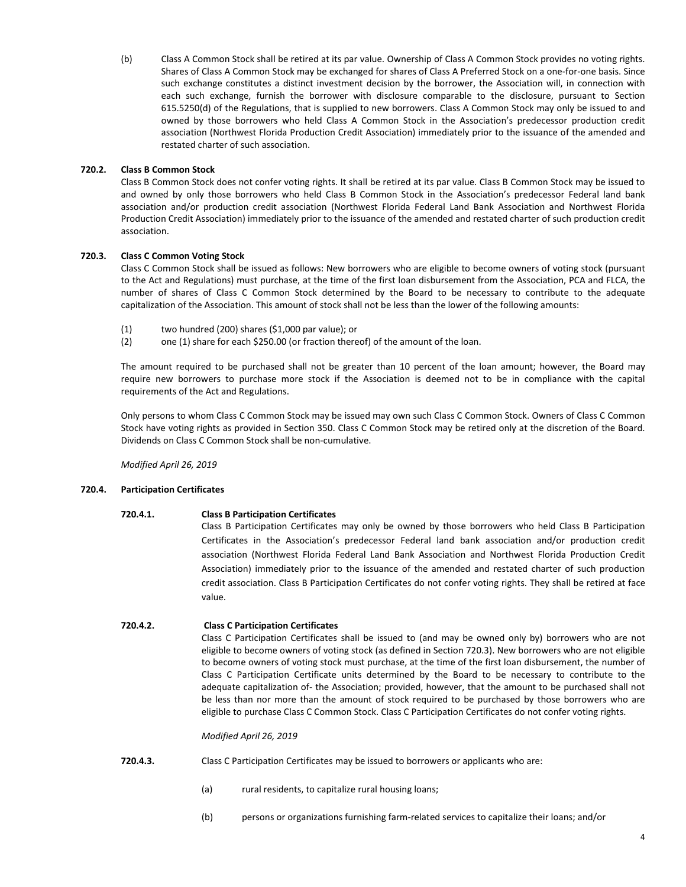(b) Class A Common Stock shall be retired at its par value. Ownership of Class A Common Stock provides no voting rights. Shares of Class A Common Stock may be exchanged for shares of Class A Preferred Stock on a one-for-one basis. Since such exchange constitutes a distinct investment decision by the borrower, the Association will, in connection with each such exchange, furnish the borrower with disclosure comparable to the disclosure, pursuant to Section 615.5250(d) of the Regulations, that is supplied to new borrowers. Class A Common Stock may only be issued to and owned by those borrowers who held Class A Common Stock in the Association's predecessor production credit association (Northwest Florida Production Credit Association) immediately prior to the issuance of the amended and restated charter of such association.

**720.2. Class B Common Stock**

Class B Common Stock does not confer voting rights. It shall be retired at its par value. Class B Common Stock may be issued to and owned by only those borrowers who held Class B Common Stock in the Association's predecessor Federal land bank association and/or production credit association (Northwest Florida Federal Land Bank Association and Northwest Florida Production Credit Association) immediately prior to the issuance of the amended and restated charter of such production credit association.

**720.3. Class C Common Voting Stock**

Class C Common Stock shall be issued as follows: New borrowers who are eligible to become owners of voting stock (pursuant to the Act and Regulations) must purchase, at the time of the first loan disbursement from the Association, PCA and FLCA, the number of shares of Class C Common Stock determined by the Board to be necessary to contribute to the adequate capitalization of the Association. This amount of stock shall not be less than the lower of the following amounts:

(1) two hundred (200) shares ($1,000 par value); or

(2) one (1) share for each $250.00 (or fraction thereof) of the amount of the loan.

The amount required to be purchased shall not be greater than 10 percent of the loan amount; however, the Board may require new borrowers to purchase more stock if the Association is deemed not to be in compliance with the capital requirements of the Act and Regulations.

Only persons to whom Class C Common Stock may be issued may own such Class C Common Stock. Owners of Class C Common Stock have voting rights as provided in Section 350. Class C Common Stock may be retired only at the discretion of the Board. Dividends on Class C Common Stock shall be non-cumulative.

*Modified April 26, 2019*

**720.4. Participation Certificates**

**720.4.1. Class B Participation Certificates**

Class B Participation Certificates may only be owned by those borrowers who held Class B Participation Certificates in the Association's predecessor Federal land bank association and/or production credit association (Northwest Florida Federal Land Bank Association and Northwest Florida Production Credit Association) immediately prior to the issuance of the amended and restated charter of such production credit association. Class B Participation Certificates do not confer voting rights. They shall be retired at face value.

**720.4.2. Class C Participation Certificates**

Class C Participation Certificates shall be issued to (and may be owned only by) borrowers who are not eligible to become owners of voting stock (as defined in Section 720.3). New borrowers who are not eligible to become owners of voting stock must purchase, at the time of the first loan disbursement, the number of Class C Participation Certificate units determined by the Board to be necessary to contribute to the adequate capitalization of- the Association; provided, however, that the amount to be purchased shall not be less than nor more than the amount of stock required to be purchased by those borrowers who are eligible to purchase Class C Common Stock. Class C Participation Certificates do not confer voting rights.

*Modified April 26, 2019*

**720.4.3.** Class C Participation Certificates may be issued to borrowers or applicants who are:

(a) rural residents, to capitalize rural housing loans;

(b) persons or organizations furnishing farm-related services to capitalize their loans; and/or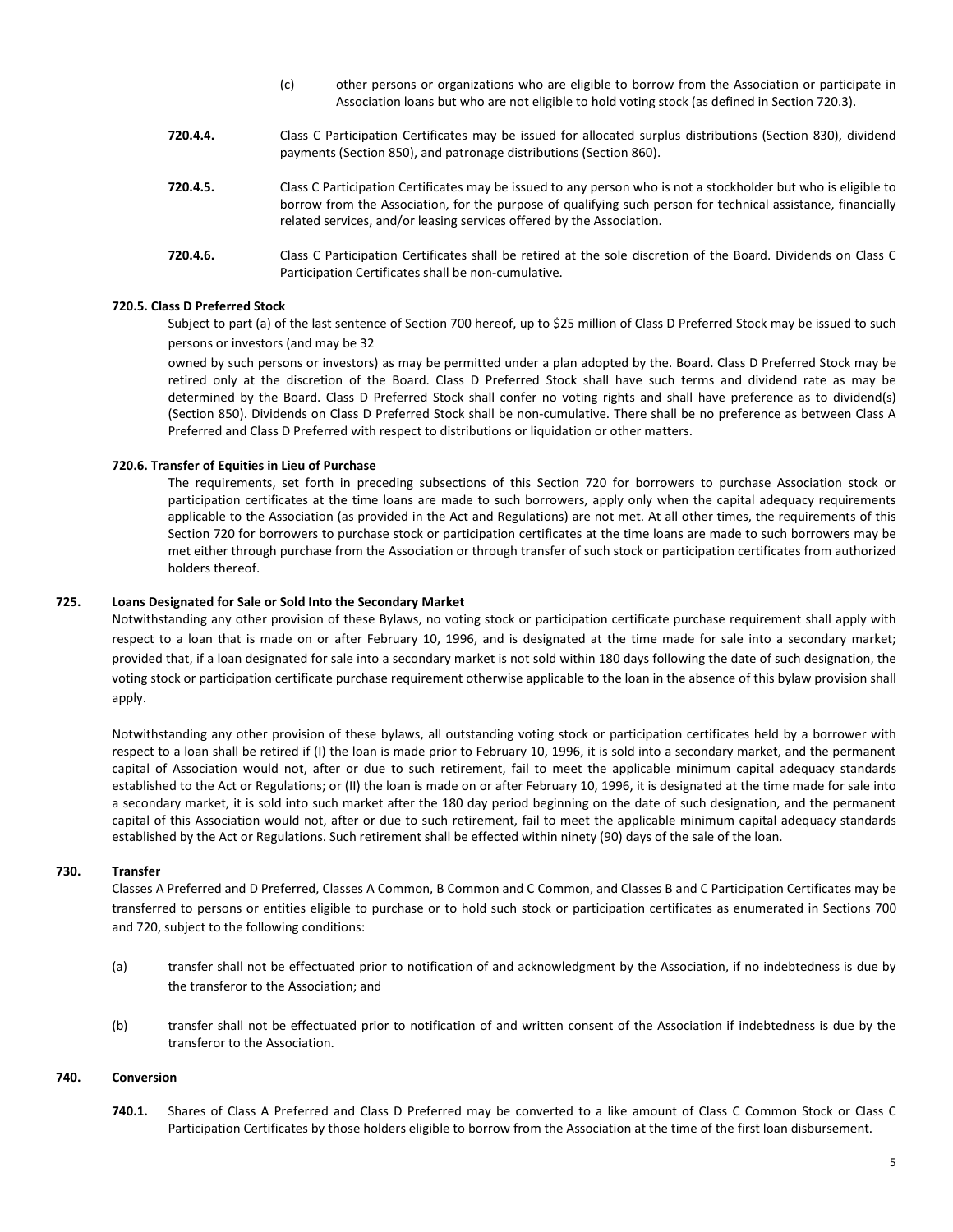(c) other persons or organizations who are eligible to borrow from the Association or participate in Association loans but who are not eligible to hold voting stock (as defined in Section 720.3).

**720.4.4.** Class C Participation Certificates may be issued for allocated surplus distributions (Section 830), dividend payments (Section 850), and patronage distributions (Section 860).

**720.4.5.** Class C Participation Certificates may be issued to any person who is not a stockholder but who is eligible to borrow from the Association, for the purpose of qualifying such person for technical assistance, financially related services, and/or leasing services offered by the Association.

**720.4.6.** Class C Participation Certificates shall be retired at the sole discretion of the Board. Dividends on Class C Participation Certificates shall be non-cumulative.

**720.5. Class D Preferred Stock**

Subject to part (a) of the last sentence of Section 700 hereof, up to $25 million of Class D Preferred Stock may be issued to such persons or investors (and may be 32

owned by such persons or investors) as may be permitted under a plan adopted by the. Board. Class D Preferred Stock may be retired only at the discretion of the Board. Class D Preferred Stock shall have such terms and dividend rate as may be determined by the Board. Class D Preferred Stock shall confer no voting rights and shall have preference as to dividend(s) (Section 850). Dividends on Class D Preferred Stock shall be non-cumulative. There shall be no preference as between Class A Preferred and Class D Preferred with respect to distributions or liquidation or other matters.

**720.6. Transfer of Equities in Lieu of Purchase**

The requirements, set forth in preceding subsections of this Section 720 for borrowers to purchase Association stock or participation certificates at the time loans are made to such borrowers, apply only when the capital adequacy requirements applicable to the Association (as provided in the Act and Regulations) are not met. At all other times, the requirements of this Section 720 for borrowers to purchase stock or participation certificates at the time loans are made to such borrowers may be met either through purchase from the Association or through transfer of such stock or participation certificates from authorized holders thereof.

**725. Loans Designated for Sale or Sold Into the Secondary Market**

Notwithstanding any other provision of these Bylaws, no voting stock or participation certificate purchase requirement shall apply with respect to a loan that is made on or after February 10, 1996, and is designated at the time made for sale into a secondary market; provided that, if a loan designated for sale into a secondary market is not sold within 180 days following the date of such designation, the voting stock or participation certificate purchase requirement otherwise applicable to the loan in the absence of this bylaw provision shall apply.

Notwithstanding any other provision of these bylaws, all outstanding voting stock or participation certificates held by a borrower with respect to a loan shall be retired if (I) the loan is made prior to February 10, 1996, it is sold into a secondary market, and the permanent capital of Association would not, after or due to such retirement, fail to meet the applicable minimum capital adequacy standards established to the Act or Regulations; or (II) the loan is made on or after February 10, 1996, it is designated at the time made for sale into a secondary market, it is sold into such market after the 180 day period beginning on the date of such designation, and the permanent capital of this Association would not, after or due to such retirement, fail to meet the applicable minimum capital adequacy standards established by the Act or Regulations. Such retirement shall be effected within ninety (90) days of the sale of the loan.

**730. Transfer**

Classes A Preferred and D Preferred, Classes A Common, B Common and C Common, and Classes B and C Participation Certificates may be transferred to persons or entities eligible to purchase or to hold such stock or participation certificates as enumerated in Sections 700 and 720, subject to the following conditions:

(a) transfer shall not be effectuated prior to notification of and acknowledgment by the Association, if no indebtedness is due by the transferor to the Association; and

(b) transfer shall not be effectuated prior to notification of and written consent of the Association if indebtedness is due by the transferor to the Association.

**740. Conversion**

**740.1.** Shares of Class A Preferred and Class D Preferred may be converted to a like amount of Class C Common Stock or Class C Participation Certificates by those holders eligible to borrow from the Association at the time of the first loan disbursement.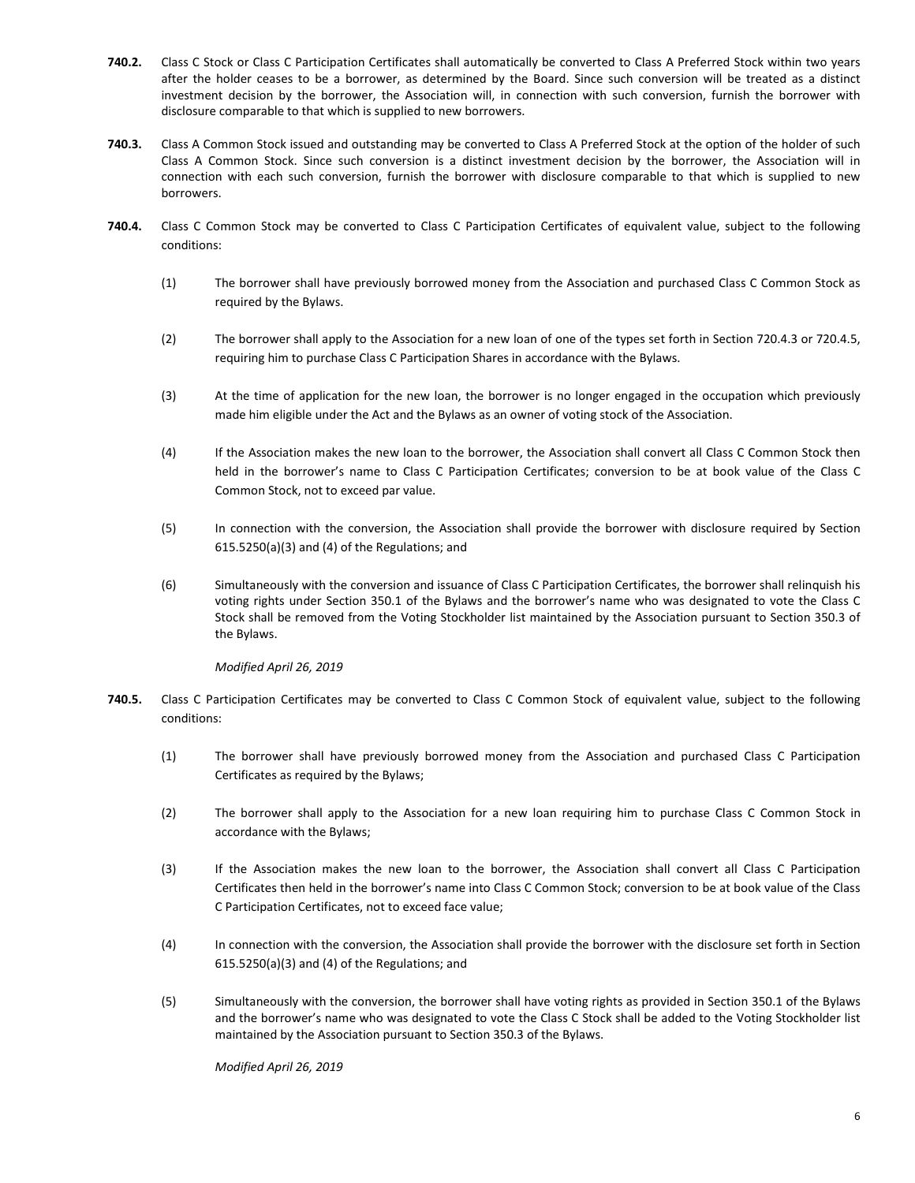**740.2.** Class C Stock or Class C Participation Certificates shall automatically be converted to Class A Preferred Stock within two years after the holder ceases to be a borrower, as determined by the Board. Since such conversion will be treated as a distinct investment decision by the borrower, the Association will, in connection with such conversion, furnish the borrower with disclosure comparable to that which is supplied to new borrowers.

**740.3.** Class A Common Stock issued and outstanding may be converted to Class A Preferred Stock at the option of the holder of such Class A Common Stock. Since such conversion is a distinct investment decision by the borrower, the Association will in connection with each such conversion, furnish the borrower with disclosure comparable to that which is supplied to new borrowers.

**740.4.** Class C Common Stock may be converted to Class C Participation Certificates of equivalent value, subject to the following conditions:

(1) The borrower shall have previously borrowed money from the Association and purchased Class C Common Stock as required by the Bylaws.

(2) The borrower shall apply to the Association for a new loan of one of the types set forth in Section 720.4.3 or 720.4.5, requiring him to purchase Class C Participation Shares in accordance with the Bylaws.

(3) At the time of application for the new loan, the borrower is no longer engaged in the occupation which previously made him eligible under the Act and the Bylaws as an owner of voting stock of the Association.

(4) If the Association makes the new loan to the borrower, the Association shall convert all Class C Common Stock then held in the borrower's name to Class C Participation Certificates; conversion to be at book value of the Class C Common Stock, not to exceed par value.

(5) In connection with the conversion, the Association shall provide the borrower with disclosure required by Section 615.5250(a)(3) and (4) of the Regulations; and

(6) Simultaneously with the conversion and issuance of Class C Participation Certificates, the borrower shall relinquish his voting rights under Section 350.1 of the Bylaws and the borrower's name who was designated to vote the Class C Stock shall be removed from the Voting Stockholder list maintained by the Association pursuant to Section 350.3 of the Bylaws.

*Modified April 26, 2019*

**740.5.** Class C Participation Certificates may be converted to Class C Common Stock of equivalent value, subject to the following conditions:

(1) The borrower shall have previously borrowed money from the Association and purchased Class C Participation Certificates as required by the Bylaws;

(2) The borrower shall apply to the Association for a new loan requiring him to purchase Class C Common Stock in accordance with the Bylaws;

(3) If the Association makes the new loan to the borrower, the Association shall convert all Class C Participation Certificates then held in the borrower's name into Class C Common Stock; conversion to be at book value of the Class C Participation Certificates, not to exceed face value;

(4) In connection with the conversion, the Association shall provide the borrower with the disclosure set forth in Section 615.5250(a)(3) and (4) of the Regulations; and

(5) Simultaneously with the conversion, the borrower shall have voting rights as provided in Section 350.1 of the Bylaws and the borrower's name who was designated to vote the Class C Stock shall be added to the Voting Stockholder list maintained by the Association pursuant to Section 350.3 of the Bylaws.

*Modified April 26, 2019*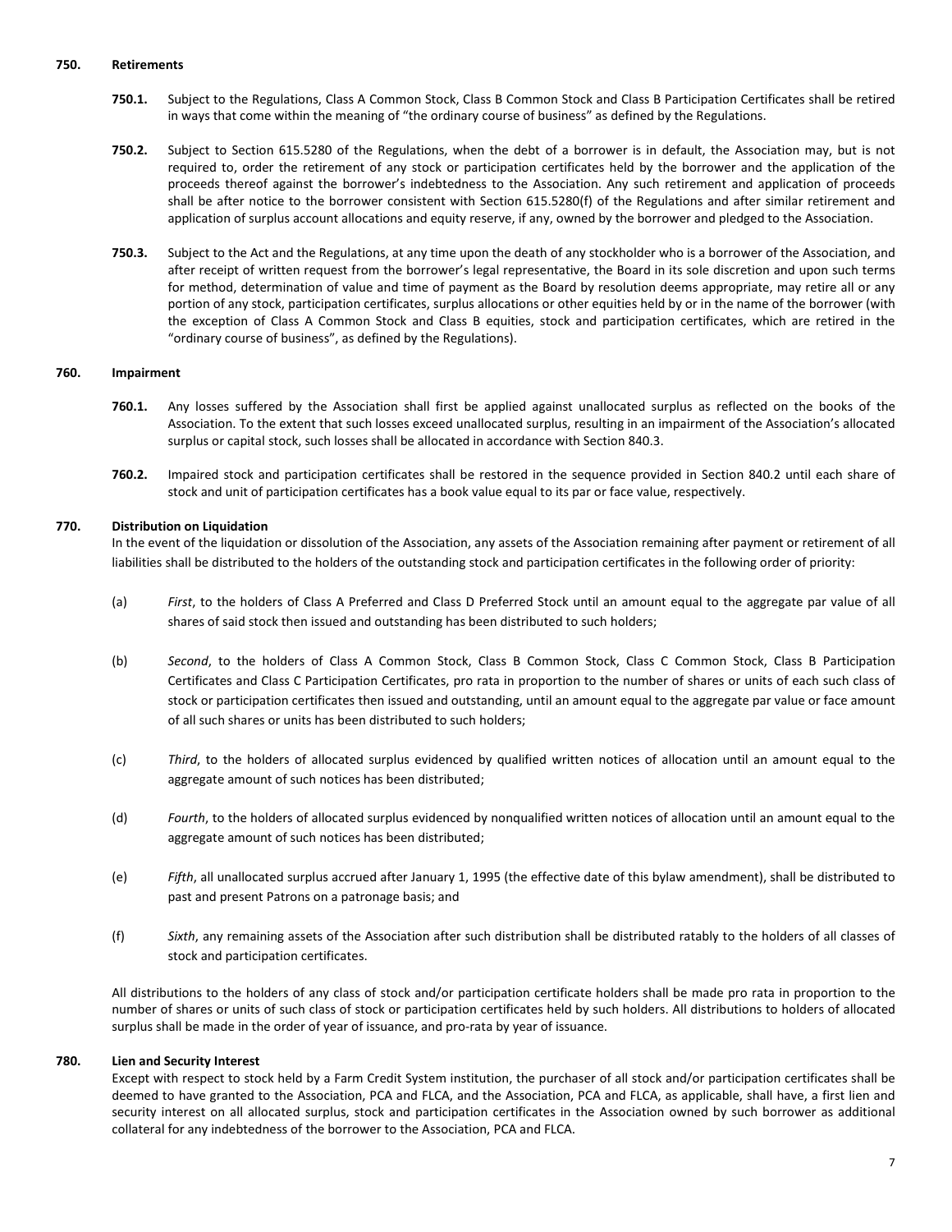### 750. Retirements

**750.1.** Subject to the Regulations, Class A Common Stock, Class B Common Stock and Class B Participation Certificates shall be retired in ways that come within the meaning of "the ordinary course of business" as defined by the Regulations.

**750.2.** Subject to Section 615.5280 of the Regulations, when the debt of a borrower is in default, the Association may, but is not required to, order the retirement of any stock or participation certificates held by the borrower and the application of the proceeds thereof against the borrower's indebtedness to the Association. Any such retirement and application of proceeds shall be after notice to the borrower consistent with Section 615.5280(f) of the Regulations and after similar retirement and application of surplus account allocations and equity reserve, if any, owned by the borrower and pledged to the Association.

**750.3.** Subject to the Act and the Regulations, at any time upon the death of any stockholder who is a borrower of the Association, and after receipt of written request from the borrower's legal representative, the Board in its sole discretion and upon such terms for method, determination of value and time of payment as the Board by resolution deems appropriate, may retire all or any portion of any stock, participation certificates, surplus allocations or other equities held by or in the name of the borrower (with the exception of Class A Common Stock and Class B equities, stock and participation certificates, which are retired in the "ordinary course of business", as defined by the Regulations).

### 760. Impairment

**760.1.** Any losses suffered by the Association shall first be applied against unallocated surplus as reflected on the books of the Association. To the extent that such losses exceed unallocated surplus, resulting in an impairment of the Association's allocated surplus or capital stock, such losses shall be allocated in accordance with Section 840.3.

**760.2.** Impaired stock and participation certificates shall be restored in the sequence provided in Section 840.2 until each share of stock and unit of participation certificates has a book value equal to its par or face value, respectively.

### 770. Distribution on Liquidation

In the event of the liquidation or dissolution of the Association, any assets of the Association remaining after payment or retirement of all liabilities shall be distributed to the holders of the outstanding stock and participation certificates in the following order of priority:

(a) *First*, to the holders of Class A Preferred and Class D Preferred Stock until an amount equal to the aggregate par value of all shares of said stock then issued and outstanding has been distributed to such holders;

(b) *Second*, to the holders of Class A Common Stock, Class B Common Stock, Class C Common Stock, Class B Participation Certificates and Class C Participation Certificates, pro rata in proportion to the number of shares or units of each such class of stock or participation certificates then issued and outstanding, until an amount equal to the aggregate par value or face amount of all such shares or units has been distributed to such holders;

(c) *Third*, to the holders of allocated surplus evidenced by qualified written notices of allocation until an amount equal to the aggregate amount of such notices has been distributed;

(d) *Fourth*, to the holders of allocated surplus evidenced by nonqualified written notices of allocation until an amount equal to the aggregate amount of such notices has been distributed;

(e) *Fifth*, all unallocated surplus accrued after January 1, 1995 (the effective date of this bylaw amendment), shall be distributed to past and present Patrons on a patronage basis; and

(f) *Sixth*, any remaining assets of the Association after such distribution shall be distributed ratably to the holders of all classes of stock and participation certificates.

All distributions to the holders of any class of stock and/or participation certificate holders shall be made pro rata in proportion to the number of shares or units of such class of stock or participation certificates held by such holders. All distributions to holders of allocated surplus shall be made in the order of year of issuance, and pro-rata by year of issuance.

### 780. Lien and Security Interest

Except with respect to stock held by a Farm Credit System institution, the purchaser of all stock and/or participation certificates shall be deemed to have granted to the Association, PCA and FLCA, and the Association, PCA and FLCA, as applicable, shall have, a first lien and security interest on all allocated surplus, stock and participation certificates in the Association owned by such borrower as additional collateral for any indebtedness of the borrower to the Association, PCA and FLCA.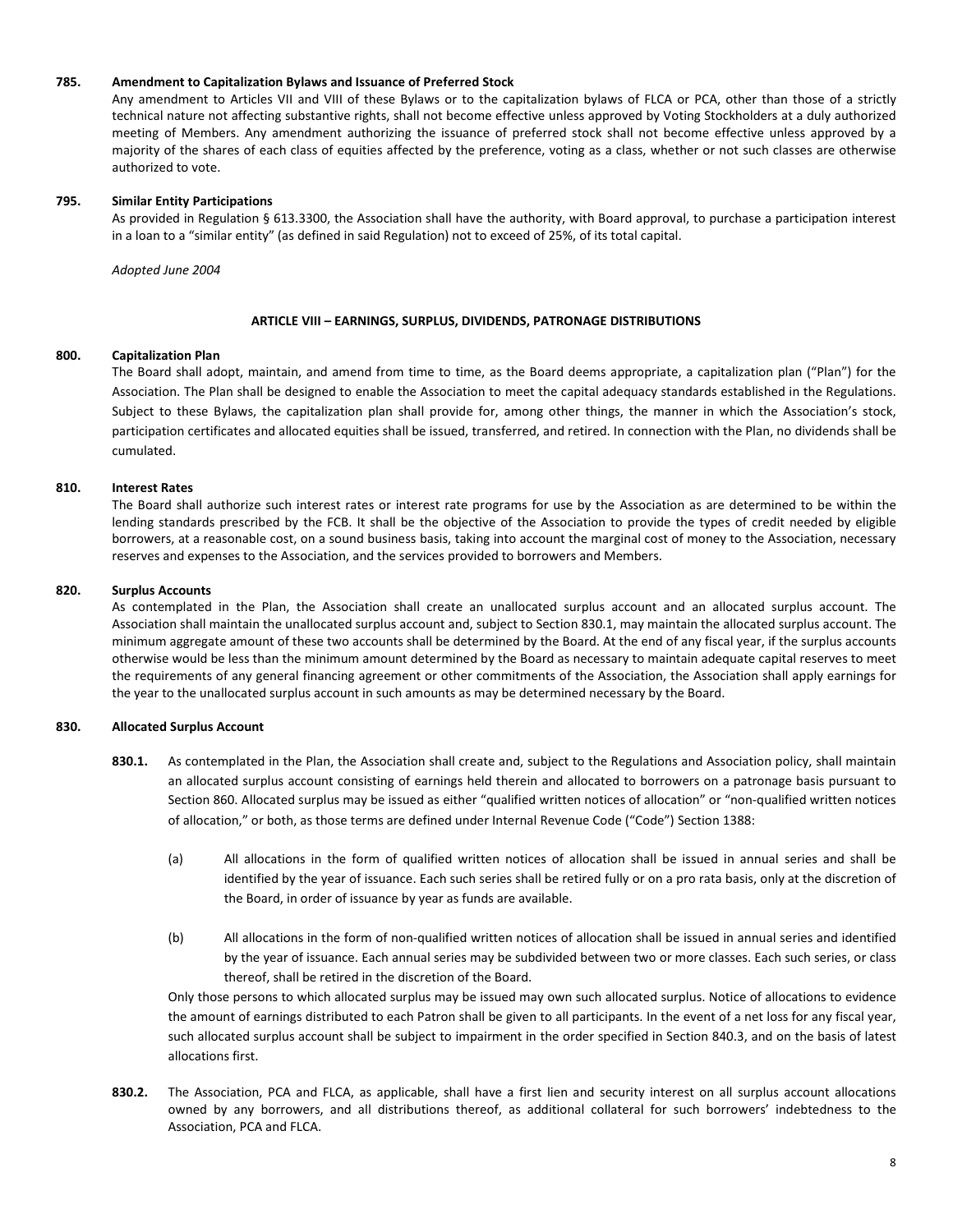**785. Amendment to Capitalization Bylaws and Issuance of Preferred Stock**

Any amendment to Articles VII and VIII of these Bylaws or to the capitalization bylaws of FLCA or PCA, other than those of a strictly technical nature not affecting substantive rights, shall not become effective unless approved by Voting Stockholders at a duly authorized meeting of Members. Any amendment authorizing the issuance of preferred stock shall not become effective unless approved by a majority of the shares of each class of equities affected by the preference, voting as a class, whether or not such classes are otherwise authorized to vote.

**795. Similar Entity Participations**

As provided in Regulation § 613.3300, the Association shall have the authority, with Board approval, to purchase a participation interest in a loan to a "similar entity" (as defined in said Regulation) not to exceed of 25%, of its total capital.

*Adopted June 2004*

## ARTICLE VIII – EARNINGS, SURPLUS, DIVIDENDS, PATRONAGE DISTRIBUTIONS

**800. Capitalization Plan**

The Board shall adopt, maintain, and amend from time to time, as the Board deems appropriate, a capitalization plan ("Plan") for the Association. The Plan shall be designed to enable the Association to meet the capital adequacy standards established in the Regulations. Subject to these Bylaws, the capitalization plan shall provide for, among other things, the manner in which the Association's stock, participation certificates and allocated equities shall be issued, transferred, and retired. In connection with the Plan, no dividends shall be cumulated.

**810. Interest Rates**

The Board shall authorize such interest rates or interest rate programs for use by the Association as are determined to be within the lending standards prescribed by the FCB. It shall be the objective of the Association to provide the types of credit needed by eligible borrowers, at a reasonable cost, on a sound business basis, taking into account the marginal cost of money to the Association, necessary reserves and expenses to the Association, and the services provided to borrowers and Members.

**820. Surplus Accounts**

As contemplated in the Plan, the Association shall create an unallocated surplus account and an allocated surplus account. The Association shall maintain the unallocated surplus account and, subject to Section 830.1, may maintain the allocated surplus account. The minimum aggregate amount of these two accounts shall be determined by the Board. At the end of any fiscal year, if the surplus accounts otherwise would be less than the minimum amount determined by the Board as necessary to maintain adequate capital reserves to meet the requirements of any general financing agreement or other commitments of the Association, the Association shall apply earnings for the year to the unallocated surplus account in such amounts as may be determined necessary by the Board.

**830. Allocated Surplus Account**

**830.1.** As contemplated in the Plan, the Association shall create and, subject to the Regulations and Association policy, shall maintain an allocated surplus account consisting of earnings held therein and allocated to borrowers on a patronage basis pursuant to Section 860. Allocated surplus may be issued as either "qualified written notices of allocation" or "non-qualified written notices of allocation," or both, as those terms are defined under Internal Revenue Code ("Code") Section 1388:

(a) All allocations in the form of qualified written notices of allocation shall be issued in annual series and shall be identified by the year of issuance. Each such series shall be retired fully or on a pro rata basis, only at the discretion of the Board, in order of issuance by year as funds are available.

(b) All allocations in the form of non-qualified written notices of allocation shall be issued in annual series and identified by the year of issuance. Each annual series may be subdivided between two or more classes. Each such series, or class thereof, shall be retired in the discretion of the Board.

Only those persons to which allocated surplus may be issued may own such allocated surplus. Notice of allocations to evidence the amount of earnings distributed to each Patron shall be given to all participants. In the event of a net loss for any fiscal year, such allocated surplus account shall be subject to impairment in the order specified in Section 840.3, and on the basis of latest allocations first.

**830.2.** The Association, PCA and FLCA, as applicable, shall have a first lien and security interest on all surplus account allocations owned by any borrowers, and all distributions thereof, as additional collateral for such borrowers' indebtedness to the Association, PCA and FLCA.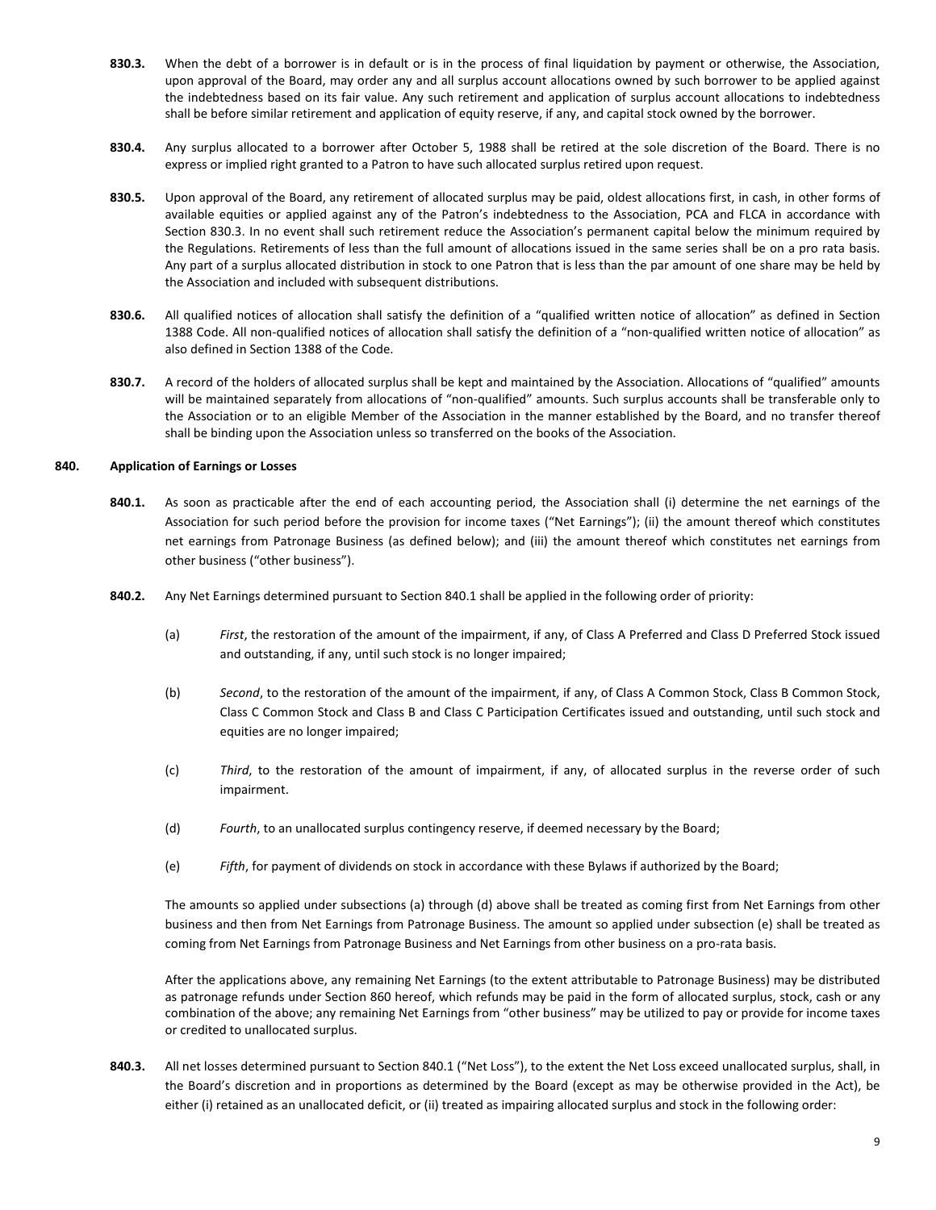**830.3.** When the debt of a borrower is in default or is in the process of final liquidation by payment or otherwise, the Association, upon approval of the Board, may order any and all surplus account allocations owned by such borrower to be applied against the indebtedness based on its fair value. Any such retirement and application of surplus account allocations to indebtedness shall be before similar retirement and application of equity reserve, if any, and capital stock owned by the borrower.

**830.4.** Any surplus allocated to a borrower after October 5, 1988 shall be retired at the sole discretion of the Board. There is no express or implied right granted to a Patron to have such allocated surplus retired upon request.

**830.5.** Upon approval of the Board, any retirement of allocated surplus may be paid, oldest allocations first, in cash, in other forms of available equities or applied against any of the Patron's indebtedness to the Association, PCA and FLCA in accordance with Section 830.3. In no event shall such retirement reduce the Association's permanent capital below the minimum required by the Regulations. Retirements of less than the full amount of allocations issued in the same series shall be on a pro rata basis. Any part of a surplus allocated distribution in stock to one Patron that is less than the par amount of one share may be held by the Association and included with subsequent distributions.

**830.6.** All qualified notices of allocation shall satisfy the definition of a "qualified written notice of allocation" as defined in Section 1388 Code. All non-qualified notices of allocation shall satisfy the definition of a "non-qualified written notice of allocation" as also defined in Section 1388 of the Code.

**830.7.** A record of the holders of allocated surplus shall be kept and maintained by the Association. Allocations of "qualified" amounts will be maintained separately from allocations of "non-qualified" amounts. Such surplus accounts shall be transferable only to the Association or to an eligible Member of the Association in the manner established by the Board, and no transfer thereof shall be binding upon the Association unless so transferred on the books of the Association.

## 840. Application of Earnings or Losses

**840.1.** As soon as practicable after the end of each accounting period, the Association shall (i) determine the net earnings of the Association for such period before the provision for income taxes ("Net Earnings"); (ii) the amount thereof which constitutes net earnings from Patronage Business (as defined below); and (iii) the amount thereof which constitutes net earnings from other business ("other business").

**840.2.** Any Net Earnings determined pursuant to Section 840.1 shall be applied in the following order of priority:

(a) *First*, the restoration of the amount of the impairment, if any, of Class A Preferred and Class D Preferred Stock issued and outstanding, if any, until such stock is no longer impaired;

(b) *Second*, to the restoration of the amount of the impairment, if any, of Class A Common Stock, Class B Common Stock, Class C Common Stock and Class B and Class C Participation Certificates issued and outstanding, until such stock and equities are no longer impaired;

(c) *Third*, to the restoration of the amount of impairment, if any, of allocated surplus in the reverse order of such impairment.

(d) *Fourth*, to an unallocated surplus contingency reserve, if deemed necessary by the Board;

(e) *Fifth*, for payment of dividends on stock in accordance with these Bylaws if authorized by the Board;

The amounts so applied under subsections (a) through (d) above shall be treated as coming first from Net Earnings from other business and then from Net Earnings from Patronage Business. The amount so applied under subsection (e) shall be treated as coming from Net Earnings from Patronage Business and Net Earnings from other business on a pro-rata basis.

After the applications above, any remaining Net Earnings (to the extent attributable to Patronage Business) may be distributed as patronage refunds under Section 860 hereof, which refunds may be paid in the form of allocated surplus, stock, cash or any combination of the above; any remaining Net Earnings from "other business" may be utilized to pay or provide for income taxes or credited to unallocated surplus.

**840.3.** All net losses determined pursuant to Section 840.1 ("Net Loss"), to the extent the Net Loss exceed unallocated surplus, shall, in the Board's discretion and in proportions as determined by the Board (except as may be otherwise provided in the Act), be either (i) retained as an unallocated deficit, or (ii) treated as impairing allocated surplus and stock in the following order: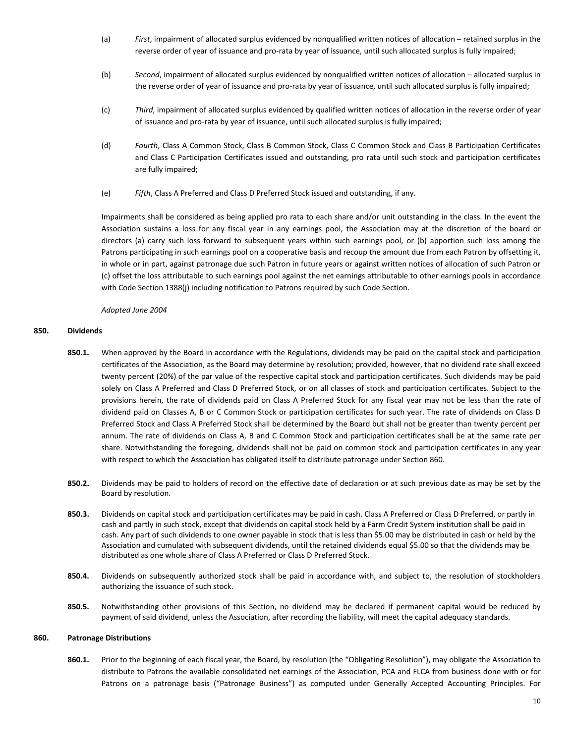(a) *First*, impairment of allocated surplus evidenced by nonqualified written notices of allocation – retained surplus in the reverse order of year of issuance and pro-rata by year of issuance, until such allocated surplus is fully impaired;

(b) *Second*, impairment of allocated surplus evidenced by nonqualified written notices of allocation – allocated surplus in the reverse order of year of issuance and pro-rata by year of issuance, until such allocated surplus is fully impaired;

(c) *Third*, impairment of allocated surplus evidenced by qualified written notices of allocation in the reverse order of year of issuance and pro-rata by year of issuance, until such allocated surplus is fully impaired;

(d) *Fourth*, Class A Common Stock, Class B Common Stock, Class C Common Stock and Class B Participation Certificates and Class C Participation Certificates issued and outstanding, pro rata until such stock and participation certificates are fully impaired;

(e) *Fifth*, Class A Preferred and Class D Preferred Stock issued and outstanding, if any.

Impairments shall be considered as being applied pro rata to each share and/or unit outstanding in the class. In the event the Association sustains a loss for any fiscal year in any earnings pool, the Association may at the discretion of the board or directors (a) carry such loss forward to subsequent years within such earnings pool, or (b) apportion such loss among the Patrons participating in such earnings pool on a cooperative basis and recoup the amount due from each Patron by offsetting it, in whole or in part, against patronage due such Patron in future years or against written notices of allocation of such Patron or (c) offset the loss attributable to such earnings pool against the net earnings attributable to other earnings pools in accordance with Code Section 1388(j) including notification to Patrons required by such Code Section.

*Adopted June 2004*

### 850. Dividends

**850.1.** When approved by the Board in accordance with the Regulations, dividends may be paid on the capital stock and participation certificates of the Association, as the Board may determine by resolution; provided, however, that no dividend rate shall exceed twenty percent (20%) of the par value of the respective capital stock and participation certificates. Such dividends may be paid solely on Class A Preferred and Class D Preferred Stock, or on all classes of stock and participation certificates. Subject to the provisions herein, the rate of dividends paid on Class A Preferred Stock for any fiscal year may not be less than the rate of dividend paid on Classes A, B or C Common Stock or participation certificates for such year. The rate of dividends on Class D Preferred Stock and Class A Preferred Stock shall be determined by the Board but shall not be greater than twenty percent per annum. The rate of dividends on Class A, B and C Common Stock and participation certificates shall be at the same rate per share. Notwithstanding the foregoing, dividends shall not be paid on common stock and participation certificates in any year with respect to which the Association has obligated itself to distribute patronage under Section 860.

**850.2.** Dividends may be paid to holders of record on the effective date of declaration or at such previous date as may be set by the Board by resolution.

**850.3.** Dividends on capital stock and participation certificates may be paid in cash. Class A Preferred or Class D Preferred, or partly in cash and partly in such stock, except that dividends on capital stock held by a Farm Credit System institution shall be paid in cash. Any part of such dividends to one owner payable in stock that is less than $5.00 may be distributed in cash or held by the Association and cumulated with subsequent dividends, until the retained dividends equal $5.00 so that the dividends may be distributed as one whole share of Class A Preferred or Class D Preferred Stock.

**850.4.** Dividends on subsequently authorized stock shall be paid in accordance with, and subject to, the resolution of stockholders authorizing the issuance of such stock.

**850.5.** Notwithstanding other provisions of this Section, no dividend may be declared if permanent capital would be reduced by payment of said dividend, unless the Association, after recording the liability, will meet the capital adequacy standards.

### 860. Patronage Distributions

**860.1.** Prior to the beginning of each fiscal year, the Board, by resolution (the "Obligating Resolution"), may obligate the Association to distribute to Patrons the available consolidated net earnings of the Association, PCA and FLCA from business done with or for Patrons on a patronage basis ("Patronage Business") as computed under Generally Accepted Accounting Principles. For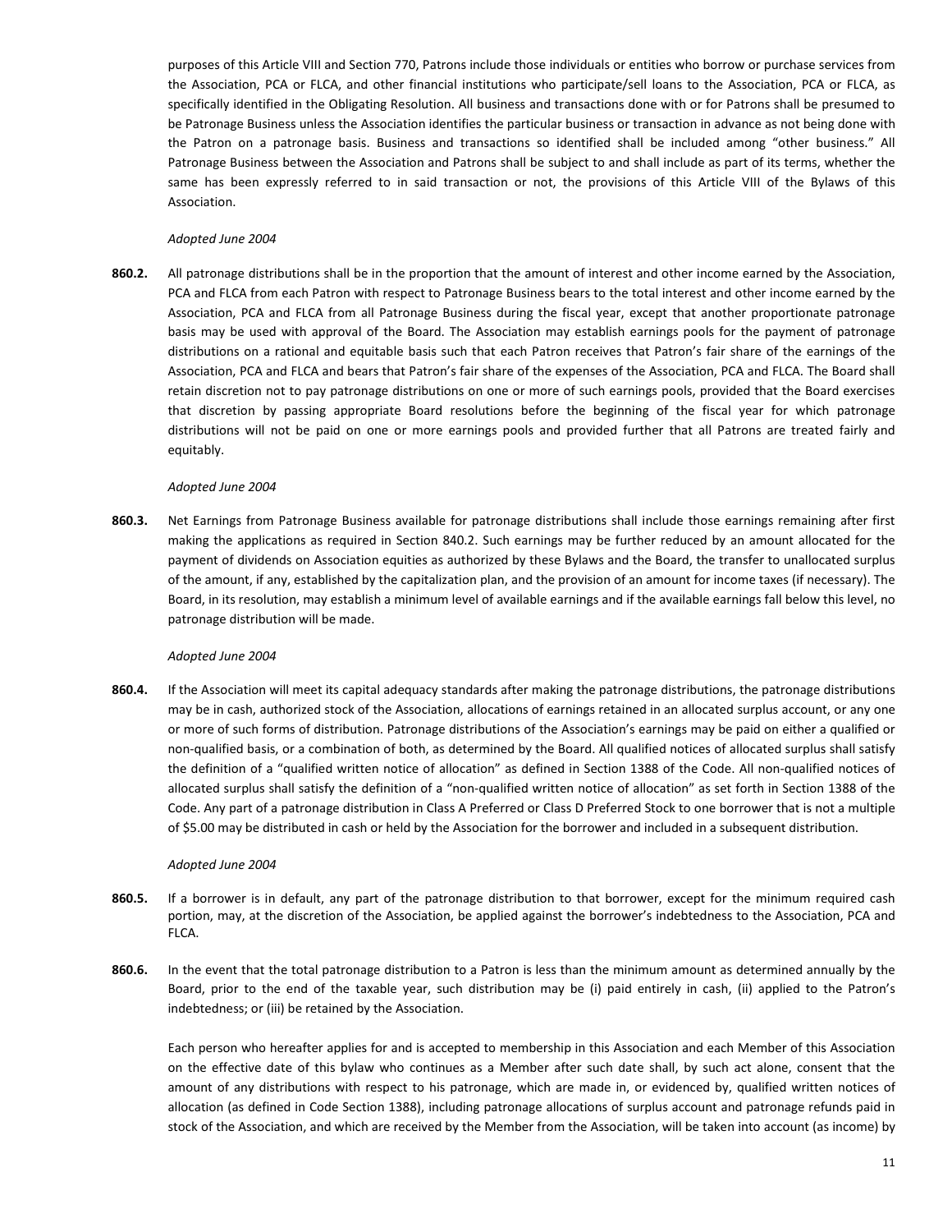purposes of this Article VIII and Section 770, Patrons include those individuals or entities who borrow or purchase services from the Association, PCA or FLCA, and other financial institutions who participate/sell loans to the Association, PCA or FLCA, as specifically identified in the Obligating Resolution. All business and transactions done with or for Patrons shall be presumed to be Patronage Business unless the Association identifies the particular business or transaction in advance as not being done with the Patron on a patronage basis. Business and transactions so identified shall be included among "other business." All Patronage Business between the Association and Patrons shall be subject to and shall include as part of its terms, whether the same has been expressly referred to in said transaction or not, the provisions of this Article VIII of the Bylaws of this Association.

*Adopted June 2004*

**860.2.** All patronage distributions shall be in the proportion that the amount of interest and other income earned by the Association, PCA and FLCA from each Patron with respect to Patronage Business bears to the total interest and other income earned by the Association, PCA and FLCA from all Patronage Business during the fiscal year, except that another proportionate patronage basis may be used with approval of the Board. The Association may establish earnings pools for the payment of patronage distributions on a rational and equitable basis such that each Patron receives that Patron's fair share of the earnings of the Association, PCA and FLCA and bears that Patron's fair share of the expenses of the Association, PCA and FLCA. The Board shall retain discretion not to pay patronage distributions on one or more of such earnings pools, provided that the Board exercises that discretion by passing appropriate Board resolutions before the beginning of the fiscal year for which patronage distributions will not be paid on one or more earnings pools and provided further that all Patrons are treated fairly and equitably.

*Adopted June 2004*

**860.3.** Net Earnings from Patronage Business available for patronage distributions shall include those earnings remaining after first making the applications as required in Section 840.2. Such earnings may be further reduced by an amount allocated for the payment of dividends on Association equities as authorized by these Bylaws and the Board, the transfer to unallocated surplus of the amount, if any, established by the capitalization plan, and the provision of an amount for income taxes (if necessary). The Board, in its resolution, may establish a minimum level of available earnings and if the available earnings fall below this level, no patronage distribution will be made.

*Adopted June 2004*

**860.4.** If the Association will meet its capital adequacy standards after making the patronage distributions, the patronage distributions may be in cash, authorized stock of the Association, allocations of earnings retained in an allocated surplus account, or any one or more of such forms of distribution. Patronage distributions of the Association's earnings may be paid on either a qualified or non-qualified basis, or a combination of both, as determined by the Board. All qualified notices of allocated surplus shall satisfy the definition of a "qualified written notice of allocation" as defined in Section 1388 of the Code. All non-qualified notices of allocated surplus shall satisfy the definition of a "non-qualified written notice of allocation" as set forth in Section 1388 of the Code. Any part of a patronage distribution in Class A Preferred or Class D Preferred Stock to one borrower that is not a multiple of $5.00 may be distributed in cash or held by the Association for the borrower and included in a subsequent distribution.

*Adopted June 2004*

**860.5.** If a borrower is in default, any part of the patronage distribution to that borrower, except for the minimum required cash portion, may, at the discretion of the Association, be applied against the borrower's indebtedness to the Association, PCA and FLCA.

**860.6.** In the event that the total patronage distribution to a Patron is less than the minimum amount as determined annually by the Board, prior to the end of the taxable year, such distribution may be (i) paid entirely in cash, (ii) applied to the Patron's indebtedness; or (iii) be retained by the Association.

Each person who hereafter applies for and is accepted to membership in this Association and each Member of this Association on the effective date of this bylaw who continues as a Member after such date shall, by such act alone, consent that the amount of any distributions with respect to his patronage, which are made in, or evidenced by, qualified written notices of allocation (as defined in Code Section 1388), including patronage allocations of surplus account and patronage refunds paid in stock of the Association, and which are received by the Member from the Association, will be taken into account (as income) by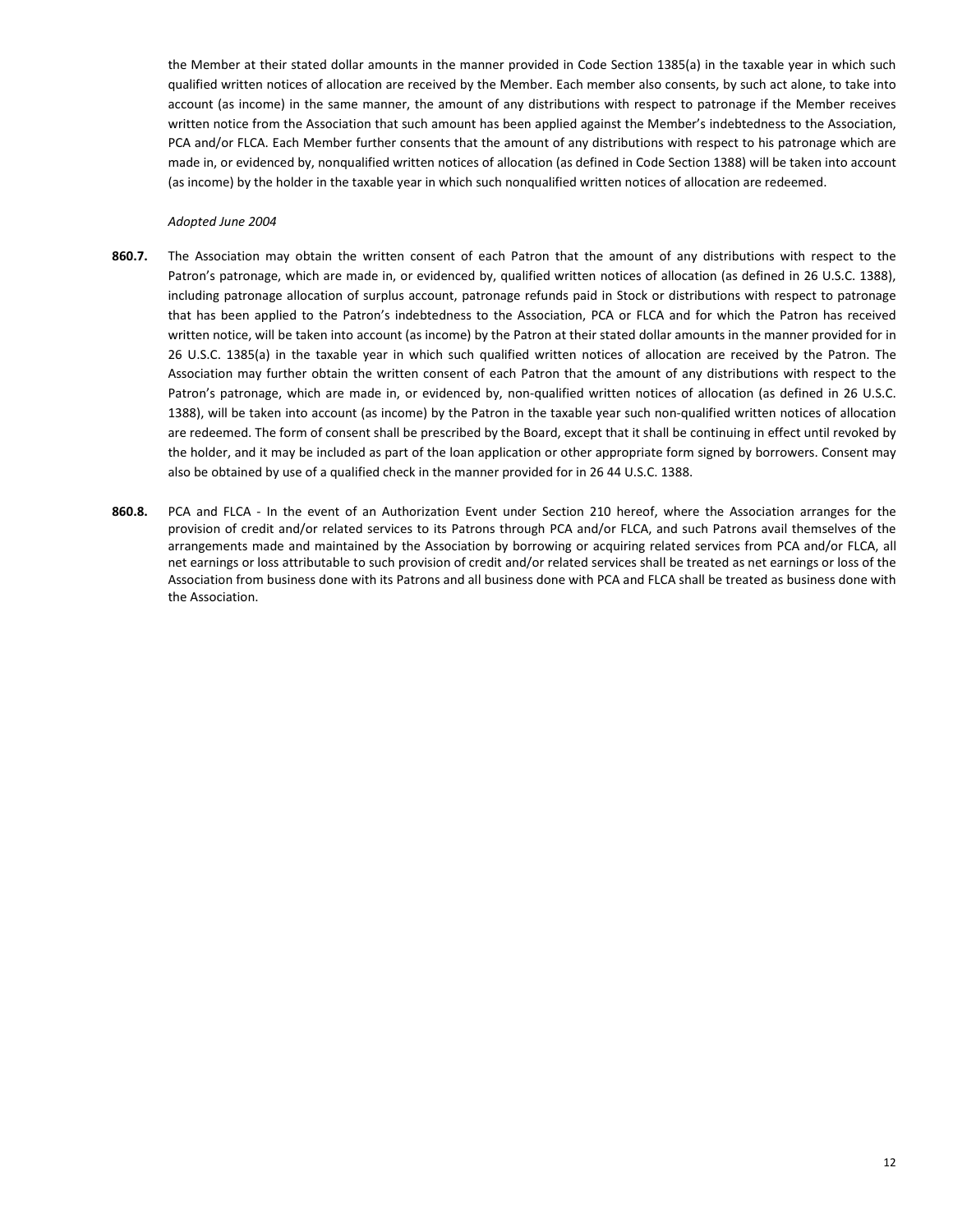the Member at their stated dollar amounts in the manner provided in Code Section 1385(a) in the taxable year in which such qualified written notices of allocation are received by the Member. Each member also consents, by such act alone, to take into account (as income) in the same manner, the amount of any distributions with respect to patronage if the Member receives written notice from the Association that such amount has been applied against the Member's indebtedness to the Association, PCA and/or FLCA. Each Member further consents that the amount of any distributions with respect to his patronage which are made in, or evidenced by, nonqualified written notices of allocation (as defined in Code Section 1388) will be taken into account (as income) by the holder in the taxable year in which such nonqualified written notices of allocation are redeemed.

*Adopted June 2004*

**860.7.** The Association may obtain the written consent of each Patron that the amount of any distributions with respect to the Patron's patronage, which are made in, or evidenced by, qualified written notices of allocation (as defined in 26 U.S.C. 1388), including patronage allocation of surplus account, patronage refunds paid in Stock or distributions with respect to patronage that has been applied to the Patron's indebtedness to the Association, PCA or FLCA and for which the Patron has received written notice, will be taken into account (as income) by the Patron at their stated dollar amounts in the manner provided for in 26 U.S.C. 1385(a) in the taxable year in which such qualified written notices of allocation are received by the Patron. The Association may further obtain the written consent of each Patron that the amount of any distributions with respect to the Patron's patronage, which are made in, or evidenced by, non-qualified written notices of allocation (as defined in 26 U.S.C. 1388), will be taken into account (as income) by the Patron in the taxable year such non-qualified written notices of allocation are redeemed. The form of consent shall be prescribed by the Board, except that it shall be continuing in effect until revoked by the holder, and it may be included as part of the loan application or other appropriate form signed by borrowers. Consent may also be obtained by use of a qualified check in the manner provided for in 26 44 U.S.C. 1388.

**860.8.** PCA and FLCA - In the event of an Authorization Event under Section 210 hereof, where the Association arranges for the provision of credit and/or related services to its Patrons through PCA and/or FLCA, and such Patrons avail themselves of the arrangements made and maintained by the Association by borrowing or acquiring related services from PCA and/or FLCA, all net earnings or loss attributable to such provision of credit and/or related services shall be treated as net earnings or loss of the Association from business done with its Patrons and all business done with PCA and FLCA shall be treated as business done with the Association.